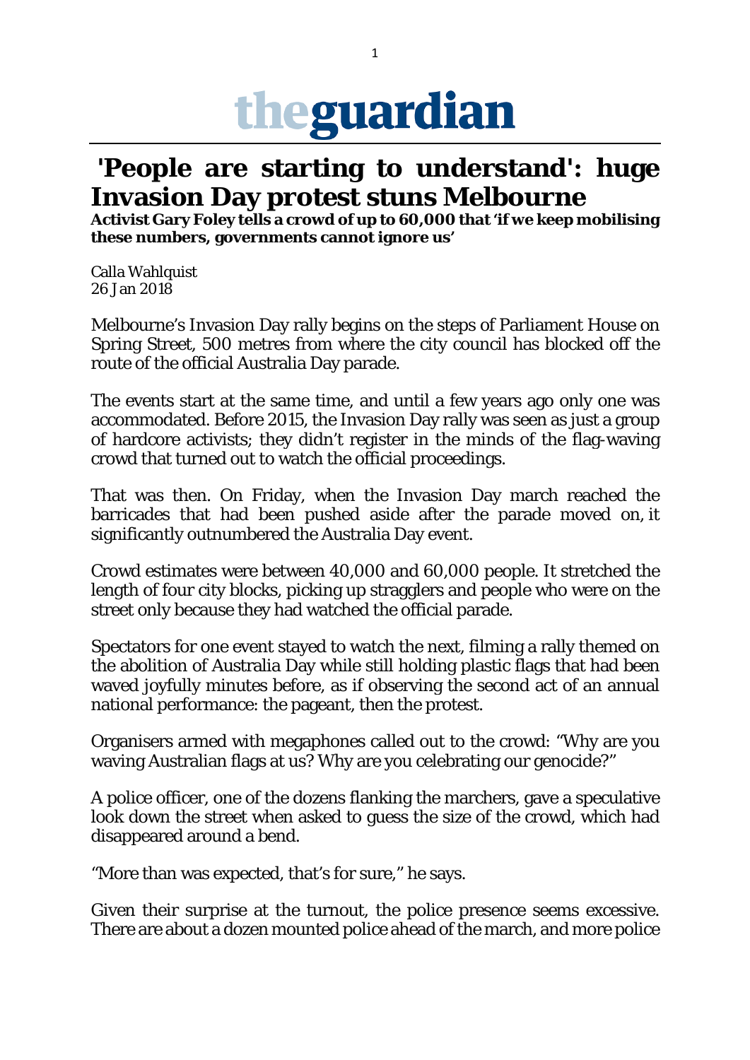# theguardian

## 'People are starting to understand': huge Invasion Day protest stuns Melbourne

**Activist Gary Foley tells a crowd of up to 60,000 that 'if we keep mobilising these numbers, governments cannot ignore us'**

Calla Wahlquist
26 Jan 2018

Melbourne's Invasion Day rally begins on the steps of Parliament House on Spring Street, 500 metres from where the city council has blocked off the route of the official Australia Day parade.

The events start at the same time, and until a few years ago only one was accommodated. Before 2015, the Invasion Day rally was seen as just a group of hardcore activists; they didn't register in the minds of the flag-waving crowd that turned out to watch the official proceedings.

That was then. On Friday, when the Invasion Day march reached the barricades that had been pushed aside after the parade moved on, it significantly outnumbered the Australia Day event.

Crowd estimates were between 40,000 and 60,000 people. It stretched the length of four city blocks, picking up stragglers and people who were on the street only because they had watched the official parade.

Spectators for one event stayed to watch the next, filming a rally themed on the abolition of Australia Day while still holding plastic flags that had been waved joyfully minutes before, as if observing the second act of an annual national performance: the pageant, then the protest.

Organisers armed with megaphones called out to the crowd: "Why are you waving Australian flags at us? Why are you celebrating our genocide?"

A police officer, one of the dozens flanking the marchers, gave a speculative look down the street when asked to guess the size of the crowd, which had disappeared around a bend.

"More than was expected, that's for sure," he says.

Given their surprise at the turnout, the police presence seems excessive. There are about a dozen mounted police ahead of the march, and more police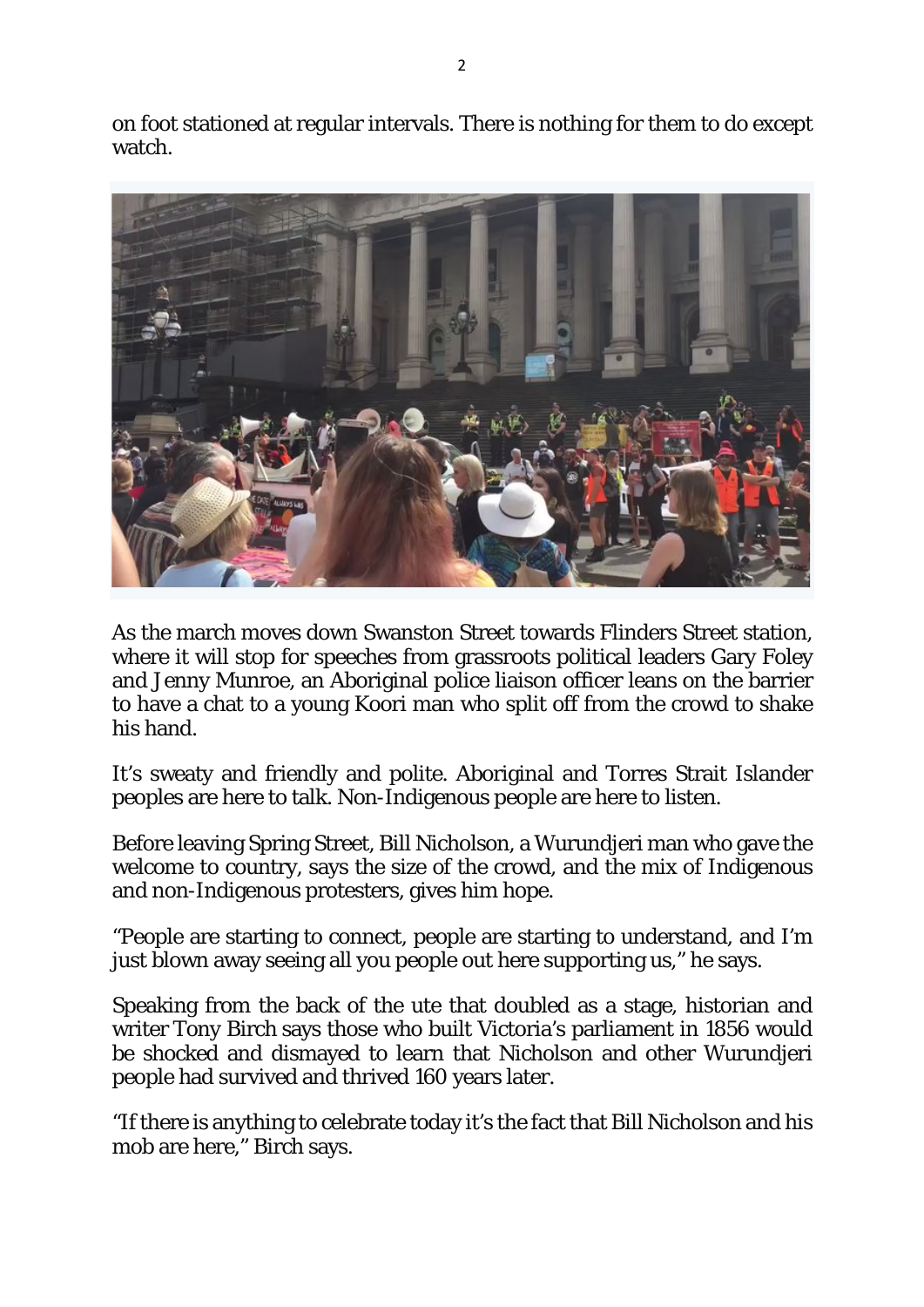on foot stationed at regular intervals. There is nothing for them to do except watch.

As the march moves down Swanston Street towards Flinders Street station, where it will stop for speeches from grassroots political leaders Gary Foley and Jenny Munroe, an Aboriginal police liaison officer leans on the barrier to have a chat to a young Koori man who split off from the crowd to shake his hand.

It's sweaty and friendly and polite. Aboriginal and Torres Strait Islander peoples are here to talk. Non-Indigenous people are here to listen.

Before leaving Spring Street, Bill Nicholson, a Wurundjeri man who gave the welcome to country, says the size of the crowd, and the mix of Indigenous and non-Indigenous protesters, gives him hope.

"People are starting to connect, people are starting to understand, and I'm just blown away seeing all you people out here supporting us," he says.

Speaking from the back of the ute that doubled as a stage, historian and writer Tony Birch says those who built Victoria's parliament in 1856 would be shocked and dismayed to learn that Nicholson and other Wurundjeri people had survived and thrived 160 years later.

"If there is anything to celebrate today it's the fact that Bill Nicholson and his mob are here," Birch says.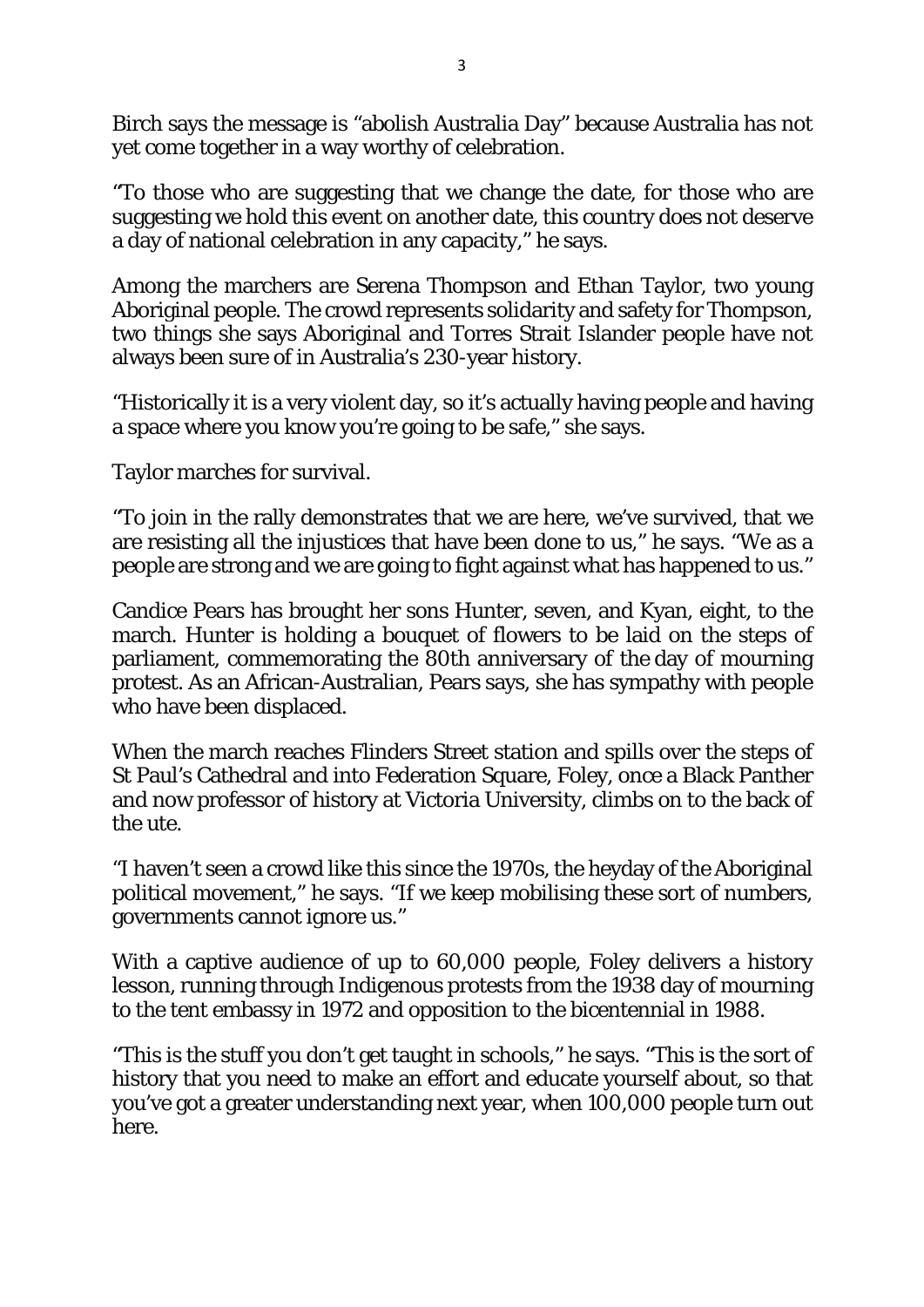Birch says the message is "abolish Australia Day" because Australia has not yet come together in a way worthy of celebration.

"To those who are suggesting that we change the date, for those who are suggesting we hold this event on another date, this country does not deserve a day of national celebration in any capacity," he says.

Among the marchers are Serena Thompson and Ethan Taylor, two young Aboriginal people. The crowd represents solidarity and safety for Thompson, two things she says Aboriginal and Torres Strait Islander people have not always been sure of in Australia's 230-year history.

"Historically it is a very violent day, so it's actually having people and having a space where you know you're going to be safe," she says.

Taylor marches for survival.

"To join in the rally demonstrates that we are here, we've survived, that we are resisting all the injustices that have been done to us," he says. "We as a people are strong and we are going to fight against what has happened to us."

Candice Pears has brought her sons Hunter, seven, and Kyan, eight, to the march. Hunter is holding a bouquet of flowers to be laid on the steps of parliament, commemorating the 80th anniversary of the day of mourning protest. As an African-Australian, Pears says, she has sympathy with people who have been displaced.

When the march reaches Flinders Street station and spills over the steps of St Paul's Cathedral and into Federation Square, Foley, once a Black Panther and now professor of history at Victoria University, climbs on to the back of the ute.

"I haven't seen a crowd like this since the 1970s, the heyday of the Aboriginal political movement," he says. "If we keep mobilising these sort of numbers, governments cannot ignore us."

With a captive audience of up to 60,000 people, Foley delivers a history lesson, running through Indigenous protests from the 1938 day of mourning to the tent embassy in 1972 and opposition to the bicentennial in 1988.

"This is the stuff you don't get taught in schools," he says. "This is the sort of history that you need to make an effort and educate yourself about, so that you've got a greater understanding next year, when 100,000 people turn out here.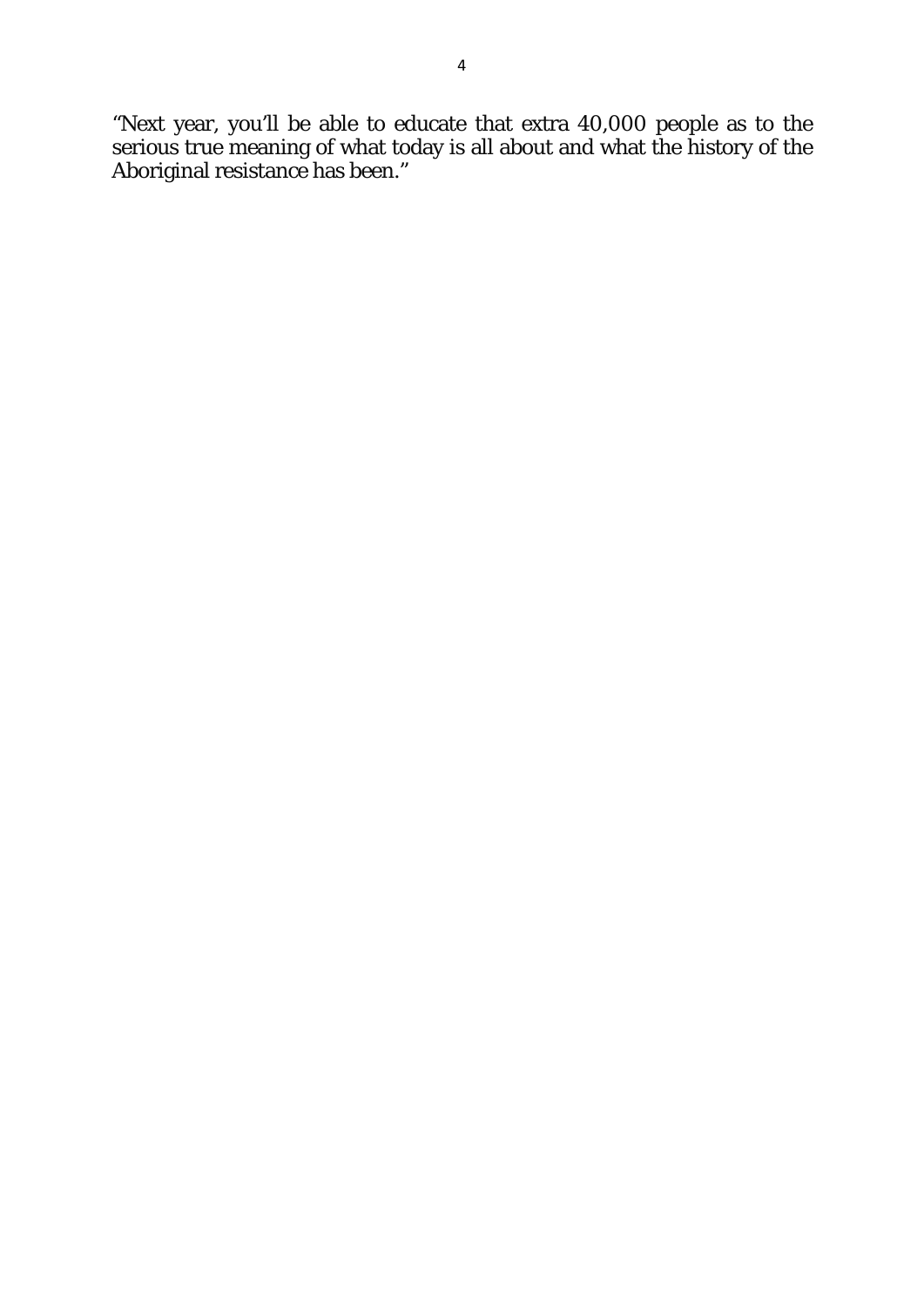"Next year, you'll be able to educate that extra 40,000 people as to the serious true meaning of what today is all about and what the history of the Aboriginal resistance has been."